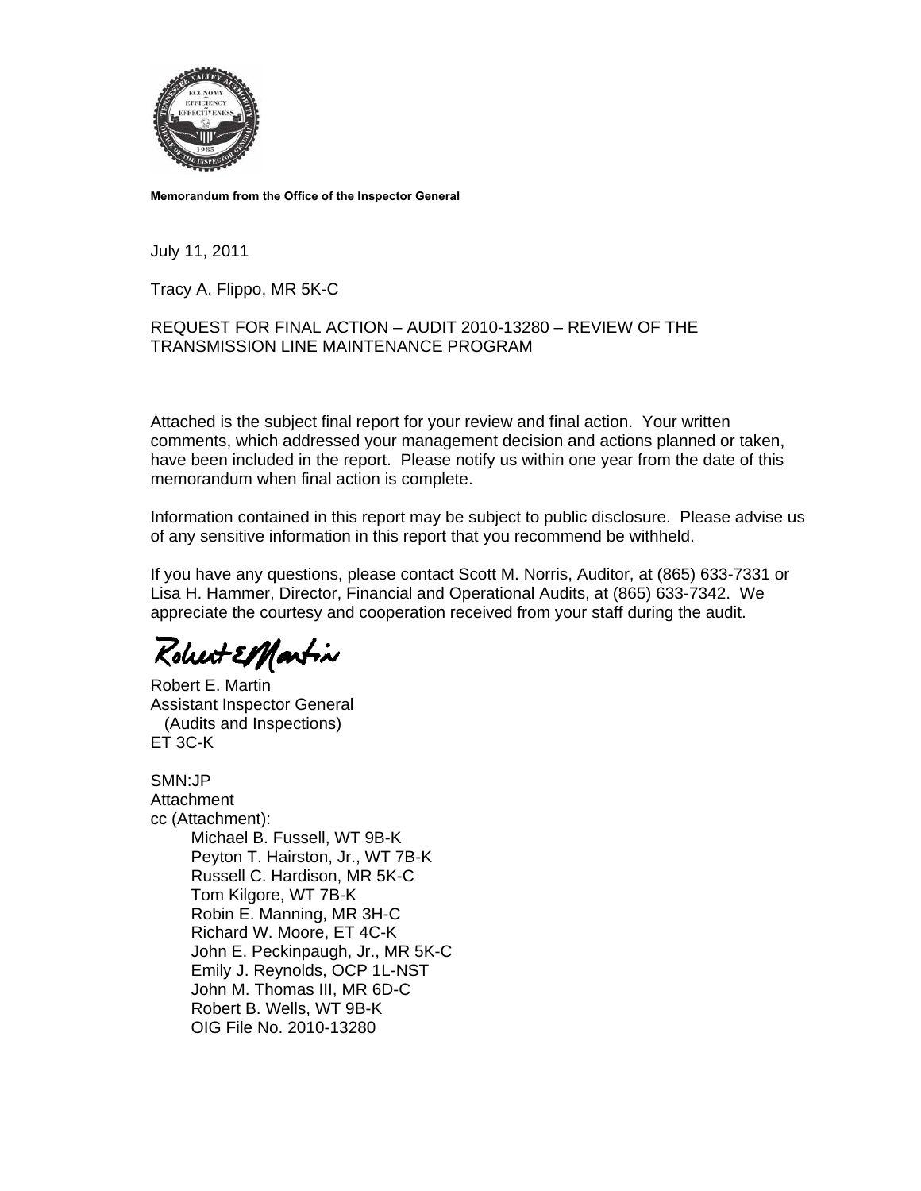**Memorandum from the Office of the Inspector General**

July 11, 2011

Tracy A. Flippo, MR 5K-C

REQUEST FOR FINAL ACTION – AUDIT 2010-13280 – REVIEW OF THE TRANSMISSION LINE MAINTENANCE PROGRAM

Attached is the subject final report for your review and final action. Your written comments, which addressed your management decision and actions planned or taken, have been included in the report. Please notify us within one year from the date of this memorandum when final action is complete.

Information contained in this report may be subject to public disclosure. Please advise us of any sensitive information in this report that you recommend be withheld.

If you have any questions, please contact Scott M. Norris, Auditor, at (865) 633-7331 or Lisa H. Hammer, Director, Financial and Operational Audits, at (865) 633-7342. We appreciate the courtesy and cooperation received from your staff during the audit.

Robert E. Martin
Assistant Inspector General
(Audits and Inspections)
ET 3C-K

SMN:JP
Attachment
cc (Attachment):
- Michael B. Fussell, WT 9B-K
- Peyton T. Hairston, Jr., WT 7B-K
- Russell C. Hardison, MR 5K-C
- Tom Kilgore, WT 7B-K
- Robin E. Manning, MR 3H-C
- Richard W. Moore, ET 4C-K
- John E. Peckinpaugh, Jr., MR 5K-C
- Emily J. Reynolds, OCP 1L-NST
- John M. Thomas III, MR 6D-C
- Robert B. Wells, WT 9B-K
- OIG File No. 2010-13280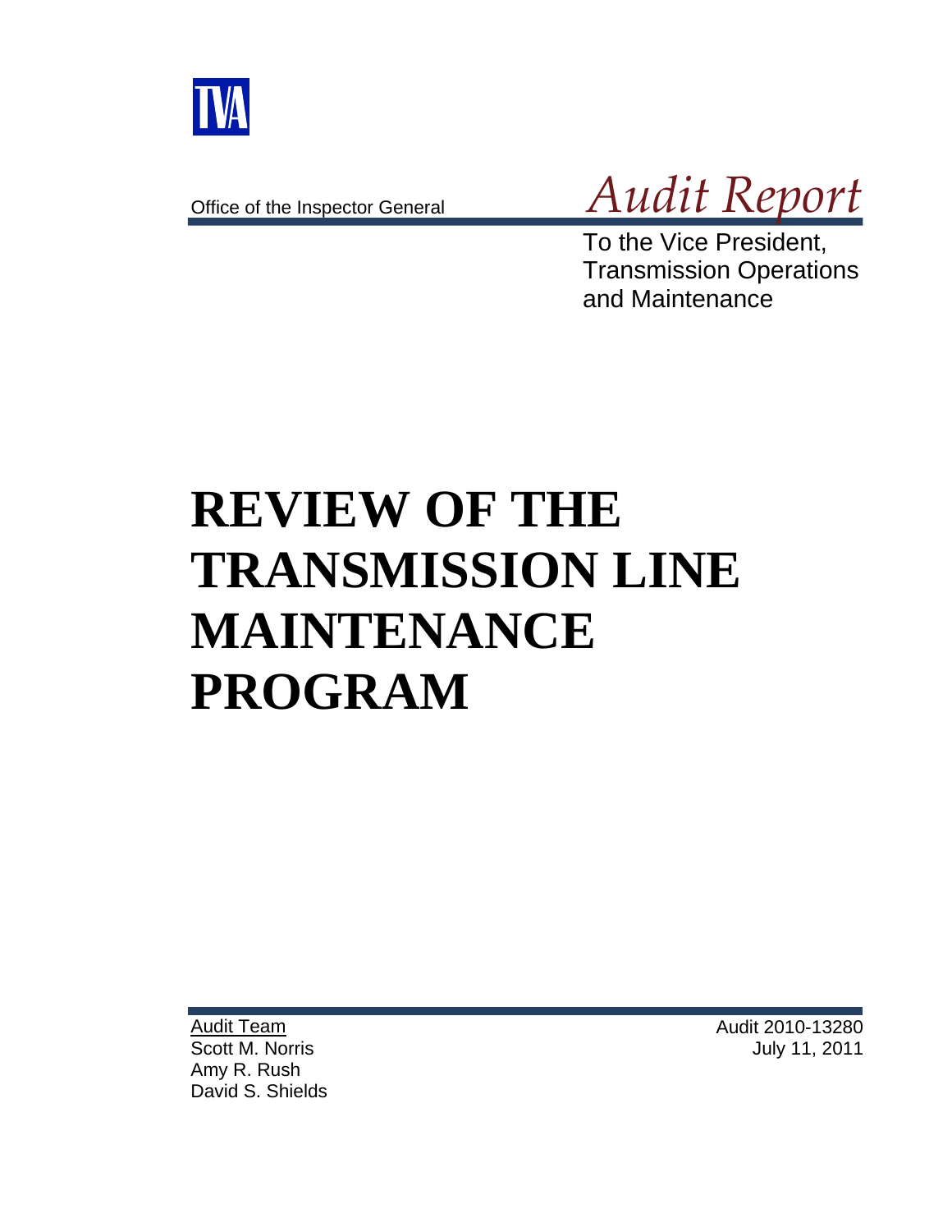TVA

Office of the Inspector General

*Audit Report*

To the Vice President, Transmission Operations and Maintenance

# REVIEW OF THE TRANSMISSION LINE MAINTENANCE PROGRAM

Audit Team
Scott M. Norris
Amy R. Rush
David S. Shields

Audit 2010-13280
July 11, 2011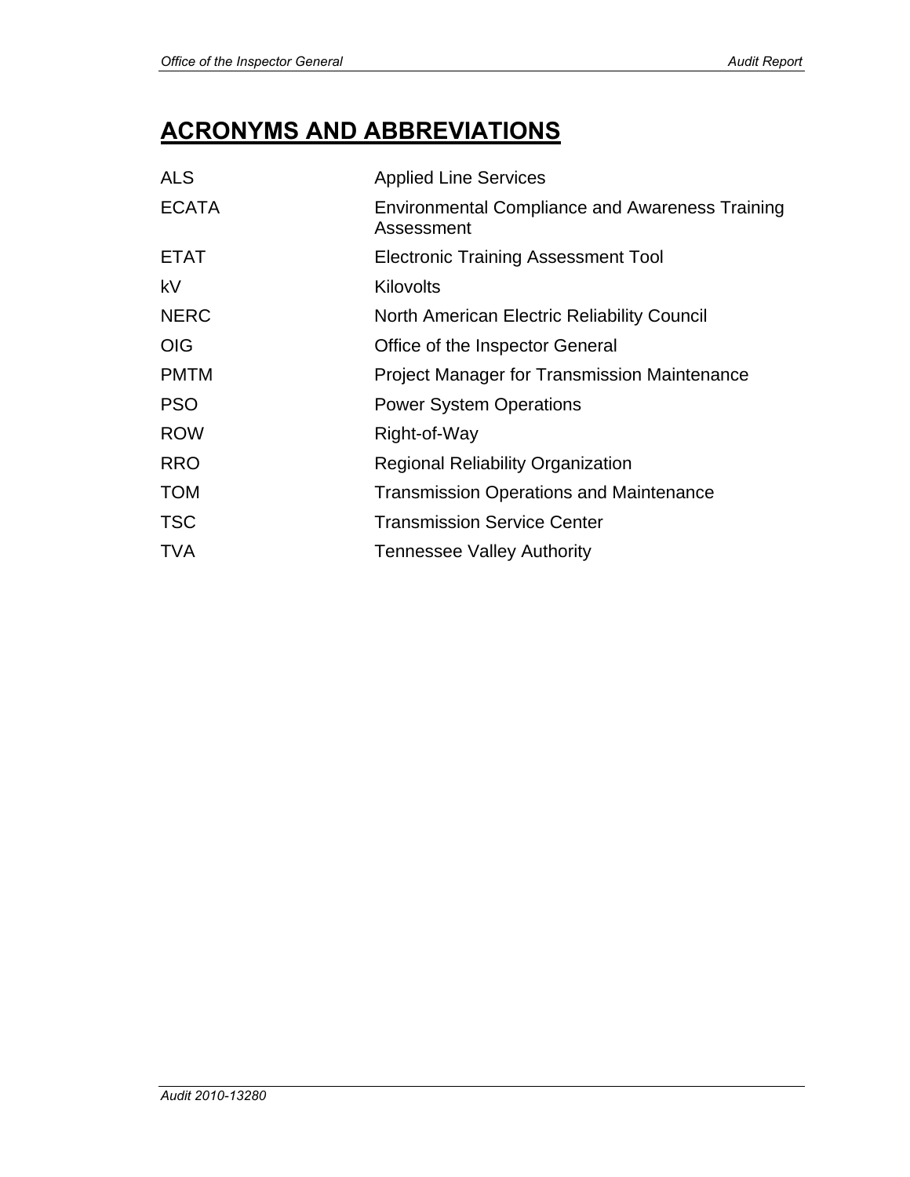# ACRONYMS AND ABBREVIATIONS

| | |
|---|---|
| ALS | Applied Line Services |
| ECATA | Environmental Compliance and Awareness Training Assessment |
| ETAT | Electronic Training Assessment Tool |
| kV | Kilovolts |
| NERC | North American Electric Reliability Council |
| OIG | Office of the Inspector General |
| PMTM | Project Manager for Transmission Maintenance |
| PSO | Power System Operations |
| ROW | Right-of-Way |
| RRO | Regional Reliability Organization |
| TOM | Transmission Operations and Maintenance |
| TSC | Transmission Service Center |
| TVA | Tennessee Valley Authority |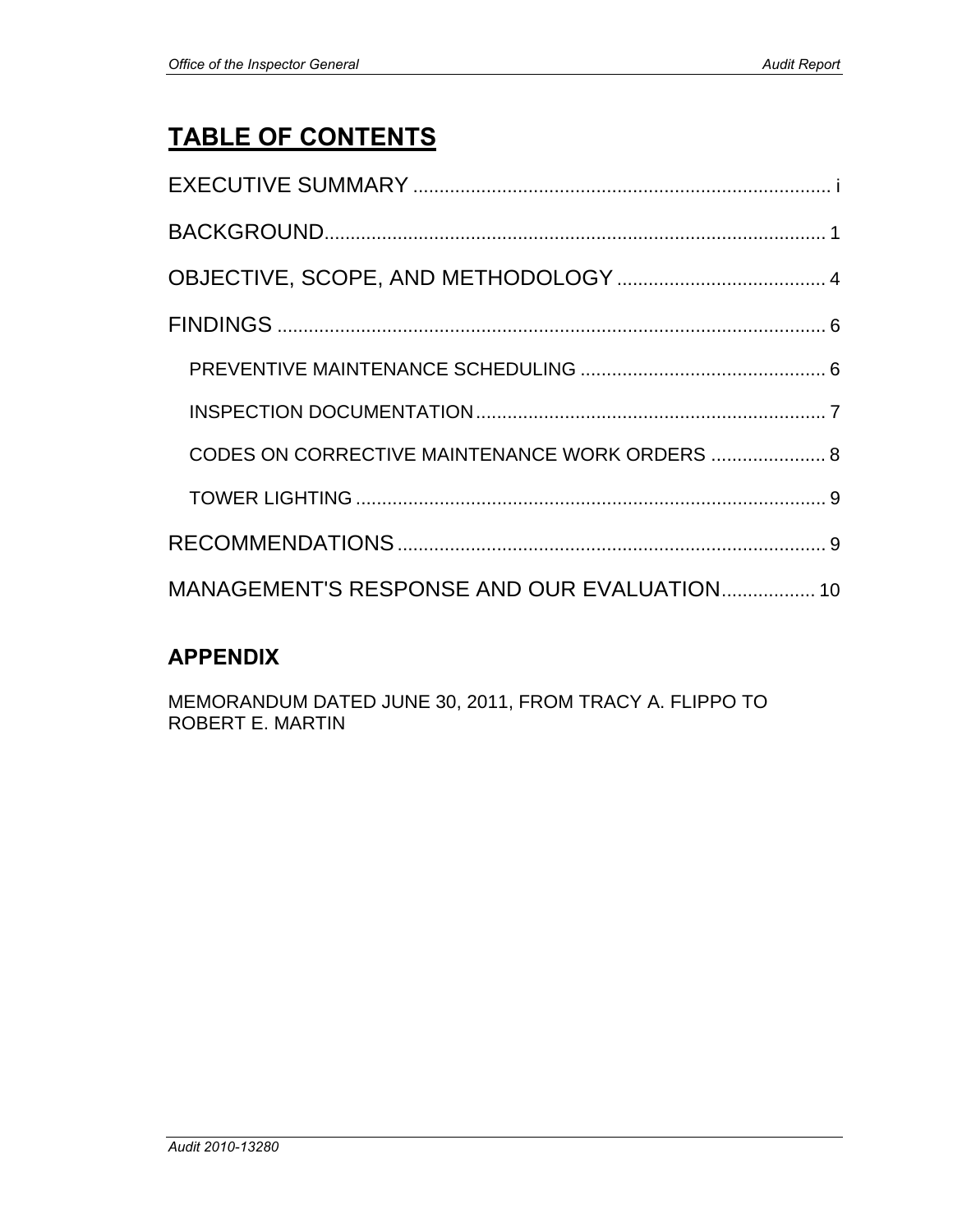# TABLE OF CONTENTS

EXECUTIVE SUMMARY ................................................................................ i

BACKGROUND................................................................................................ 1

OBJECTIVE, SCOPE, AND METHODOLOGY ........................................ 4

FINDINGS ........................................................................................................ 6

- PREVENTIVE MAINTENANCE SCHEDULING ............................................... 6
- INSPECTION DOCUMENTATION.................................................................... 7
- CODES ON CORRECTIVE MAINTENANCE WORK ORDERS ...................... 8
- TOWER LIGHTING .......................................................................................... 9

RECOMMENDATIONS.................................................................................. 9

MANAGEMENT'S RESPONSE AND OUR EVALUATION.................. 10

## APPENDIX

MEMORANDUM DATED JUNE 30, 2011, FROM TRACY A. FLIPPO TO ROBERT E. MARTIN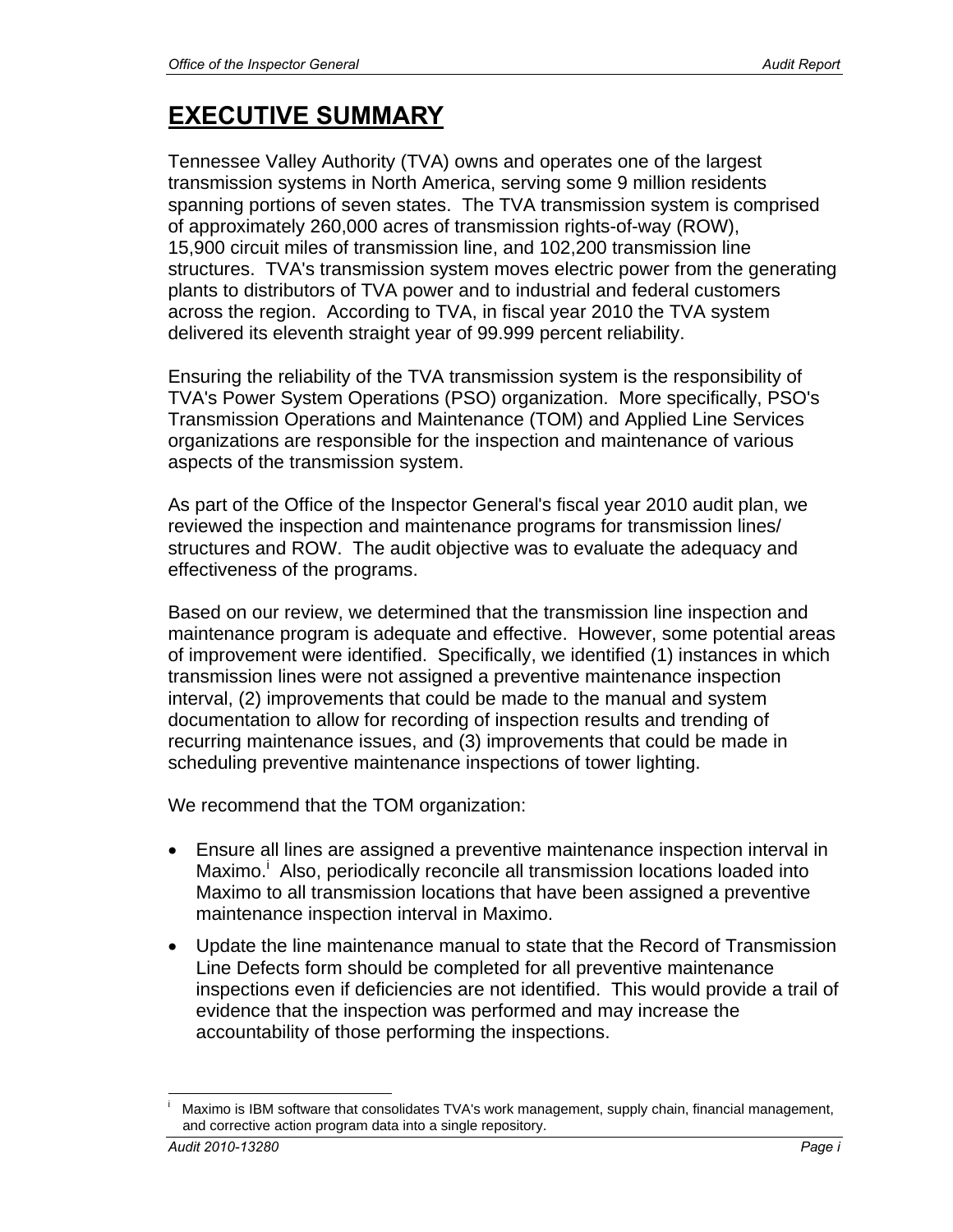# EXECUTIVE SUMMARY

Tennessee Valley Authority (TVA) owns and operates one of the largest transmission systems in North America, serving some 9 million residents spanning portions of seven states. The TVA transmission system is comprised of approximately 260,000 acres of transmission rights-of-way (ROW), 15,900 circuit miles of transmission line, and 102,200 transmission line structures. TVA's transmission system moves electric power from the generating plants to distributors of TVA power and to industrial and federal customers across the region. According to TVA, in fiscal year 2010 the TVA system delivered its eleventh straight year of 99.999 percent reliability.

Ensuring the reliability of the TVA transmission system is the responsibility of TVA's Power System Operations (PSO) organization. More specifically, PSO's Transmission Operations and Maintenance (TOM) and Applied Line Services organizations are responsible for the inspection and maintenance of various aspects of the transmission system.

As part of the Office of the Inspector General's fiscal year 2010 audit plan, we reviewed the inspection and maintenance programs for transmission lines/ structures and ROW. The audit objective was to evaluate the adequacy and effectiveness of the programs.

Based on our review, we determined that the transmission line inspection and maintenance program is adequate and effective. However, some potential areas of improvement were identified. Specifically, we identified (1) instances in which transmission lines were not assigned a preventive maintenance inspection interval, (2) improvements that could be made to the manual and system documentation to allow for recording of inspection results and trending of recurring maintenance issues, and (3) improvements that could be made in scheduling preventive maintenance inspections of tower lighting.

We recommend that the TOM organization:

- Ensure all lines are assigned a preventive maintenance inspection interval in Maximo.[i] Also, periodically reconcile all transmission locations loaded into Maximo to all transmission locations that have been assigned a preventive maintenance inspection interval in Maximo.
- Update the line maintenance manual to state that the Record of Transmission Line Defects form should be completed for all preventive maintenance inspections even if deficiencies are not identified. This would provide a trail of evidence that the inspection was performed and may increase the accountability of those performing the inspections.

[i] Maximo is IBM software that consolidates TVA's work management, supply chain, financial management, and corrective action program data into a single repository.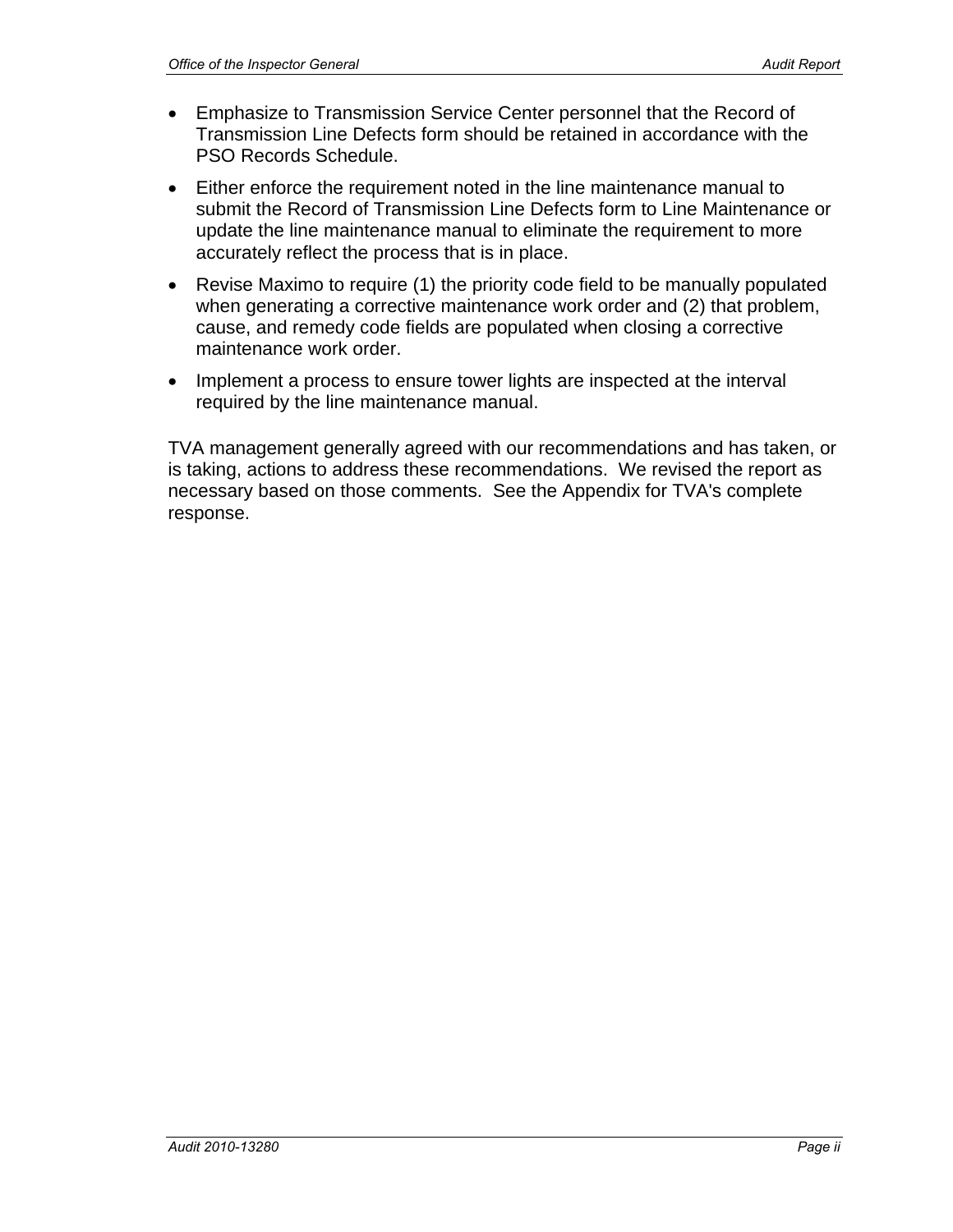- Emphasize to Transmission Service Center personnel that the Record of Transmission Line Defects form should be retained in accordance with the PSO Records Schedule.
- Either enforce the requirement noted in the line maintenance manual to submit the Record of Transmission Line Defects form to Line Maintenance or update the line maintenance manual to eliminate the requirement to more accurately reflect the process that is in place.
- Revise Maximo to require (1) the priority code field to be manually populated when generating a corrective maintenance work order and (2) that problem, cause, and remedy code fields are populated when closing a corrective maintenance work order.
- Implement a process to ensure tower lights are inspected at the interval required by the line maintenance manual.

TVA management generally agreed with our recommendations and has taken, or is taking, actions to address these recommendations. We revised the report as necessary based on those comments. See the Appendix for TVA's complete response.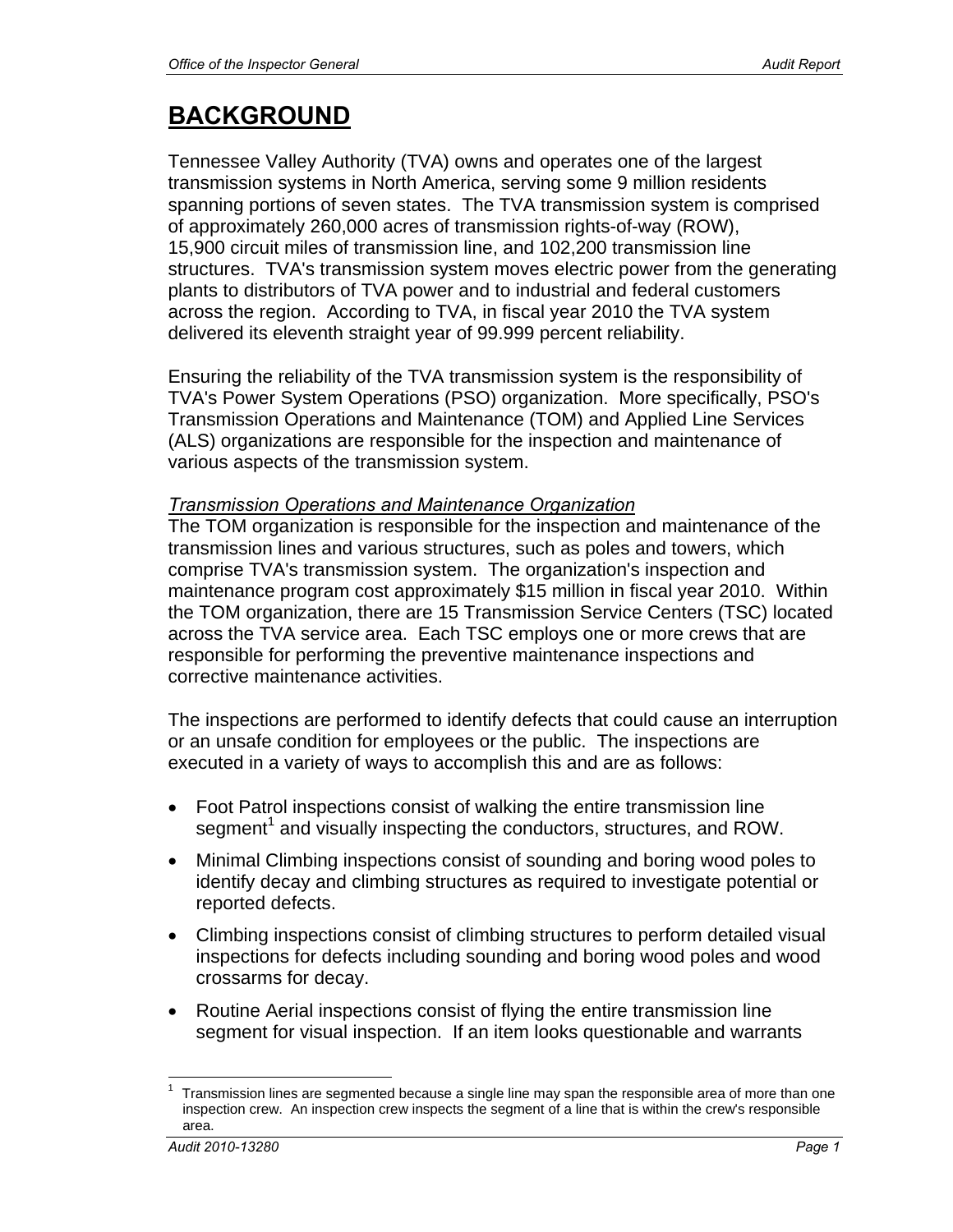# BACKGROUND

Tennessee Valley Authority (TVA) owns and operates one of the largest transmission systems in North America, serving some 9 million residents spanning portions of seven states. The TVA transmission system is comprised of approximately 260,000 acres of transmission rights-of-way (ROW), 15,900 circuit miles of transmission line, and 102,200 transmission line structures. TVA's transmission system moves electric power from the generating plants to distributors of TVA power and to industrial and federal customers across the region. According to TVA, in fiscal year 2010 the TVA system delivered its eleventh straight year of 99.999 percent reliability.

Ensuring the reliability of the TVA transmission system is the responsibility of TVA's Power System Operations (PSO) organization. More specifically, PSO's Transmission Operations and Maintenance (TOM) and Applied Line Services (ALS) organizations are responsible for the inspection and maintenance of various aspects of the transmission system.

*Transmission Operations and Maintenance Organization*

The TOM organization is responsible for the inspection and maintenance of the transmission lines and various structures, such as poles and towers, which comprise TVA's transmission system. The organization's inspection and maintenance program cost approximately $15 million in fiscal year 2010. Within the TOM organization, there are 15 Transmission Service Centers (TSC) located across the TVA service area. Each TSC employs one or more crews that are responsible for performing the preventive maintenance inspections and corrective maintenance activities.

The inspections are performed to identify defects that could cause an interruption or an unsafe condition for employees or the public. The inspections are executed in a variety of ways to accomplish this and are as follows:

- Foot Patrol inspections consist of walking the entire transmission line segment[1] and visually inspecting the conductors, structures, and ROW.
- Minimal Climbing inspections consist of sounding and boring wood poles to identify decay and climbing structures as required to investigate potential or reported defects.
- Climbing inspections consist of climbing structures to perform detailed visual inspections for defects including sounding and boring wood poles and wood crossarms for decay.
- Routine Aerial inspections consist of flying the entire transmission line segment for visual inspection. If an item looks questionable and warrants

[1] Transmission lines are segmented because a single line may span the responsible area of more than one inspection crew. An inspection crew inspects the segment of a line that is within the crew's responsible area.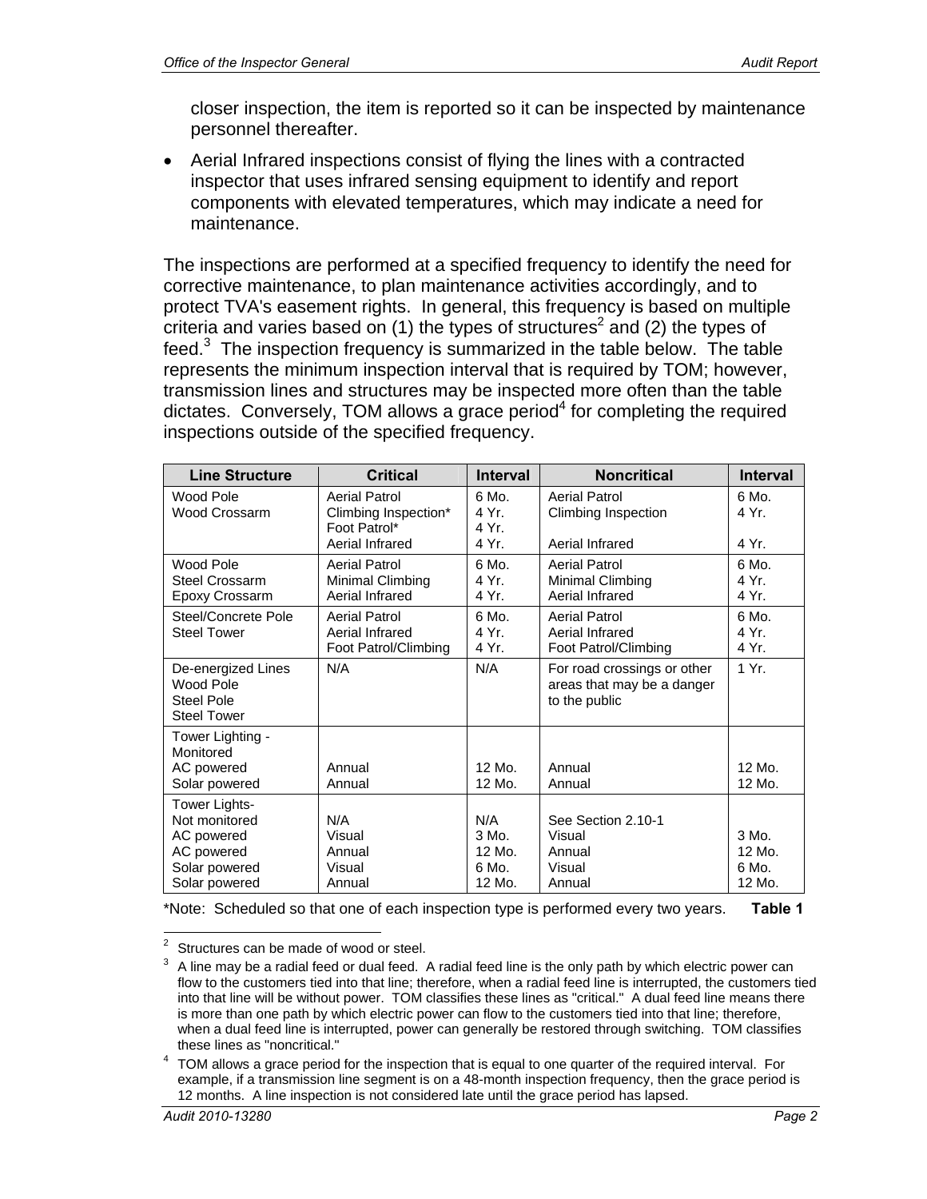closer inspection, the item is reported so it can be inspected by maintenance personnel thereafter.

- Aerial Infrared inspections consist of flying the lines with a contracted inspector that uses infrared sensing equipment to identify and report components with elevated temperatures, which may indicate a need for maintenance.

The inspections are performed at a specified frequency to identify the need for corrective maintenance, to plan maintenance activities accordingly, and to protect TVA's easement rights. In general, this frequency is based on multiple criteria and varies based on (1) the types of structures[2] and (2) the types of feed.[3] The inspection frequency is summarized in the table below. The table represents the minimum inspection interval that is required by TOM; however, transmission lines and structures may be inspected more often than the table dictates. Conversely, TOM allows a grace period[4] for completing the required inspections outside of the specified frequency.

| Line Structure | Critical | Interval | Noncritical | Interval |
|---|---|---|---|---|
| Wood Pole<br>Wood Crossarm | Aerial Patrol<br>Climbing Inspection*<br>Foot Patrol*<br>Aerial Infrared | 6 Mo.<br>4 Yr.<br>4 Yr.<br>4 Yr. | Aerial Patrol<br>Climbing Inspection<br><br>Aerial Infrared | 6 Mo.<br>4 Yr.<br><br>4 Yr. |
| Wood Pole<br>Steel Crossarm<br>Epoxy Crossarm | Aerial Patrol<br>Minimal Climbing<br>Aerial Infrared | 6 Mo.<br>4 Yr.<br>4 Yr. | Aerial Patrol<br>Minimal Climbing<br>Aerial Infrared | 6 Mo.<br>4 Yr.<br>4 Yr. |
| Steel/Concrete Pole<br>Steel Tower | Aerial Patrol<br>Aerial Infrared<br>Foot Patrol/Climbing | 6 Mo.<br>4 Yr.<br>4 Yr. | Aerial Patrol<br>Aerial Infrared<br>Foot Patrol/Climbing | 6 Mo.<br>4 Yr.<br>4 Yr. |
| De-energized Lines<br>Wood Pole<br>Steel Pole<br>Steel Tower | N/A | N/A | For road crossings or other areas that may be a danger to the public | 1 Yr. |
| Tower Lighting - Monitored<br>AC powered<br>Solar powered | <br>Annual<br>Annual | <br>12 Mo.<br>12 Mo. | <br>Annual<br>Annual | <br>12 Mo.<br>12 Mo. |
| Tower Lights-<br>Not monitored<br>AC powered<br>AC powered<br>Solar powered<br>Solar powered | <br>N/A<br>Visual<br>Annual<br>Visual<br>Annual | <br>N/A<br>3 Mo.<br>12 Mo.<br>6 Mo.<br>12 Mo. | <br>See Section 2.10-1<br>Visual<br>Annual<br>Visual<br>Annual | <br><br>3 Mo.<br>12 Mo.<br>6 Mo.<br>12 Mo. |

*Note: Scheduled so that one of each inspection type is performed every two years. **Table 1**

[2] Structures can be made of wood or steel.

[3] A line may be a radial feed or dual feed. A radial feed line is the only path by which electric power can flow to the customers tied into that line; therefore, when a radial feed line is interrupted, the customers tied into that line will be without power. TOM classifies these lines as "critical." A dual feed line means there is more than one path by which electric power can flow to the customers tied into that line; therefore, when a dual feed line is interrupted, power can generally be restored through switching. TOM classifies these lines as "noncritical."

[4] TOM allows a grace period for the inspection that is equal to one quarter of the required interval. For example, if a transmission line segment is on a 48-month inspection frequency, then the grace period is 12 months. A line inspection is not considered late until the grace period has lapsed.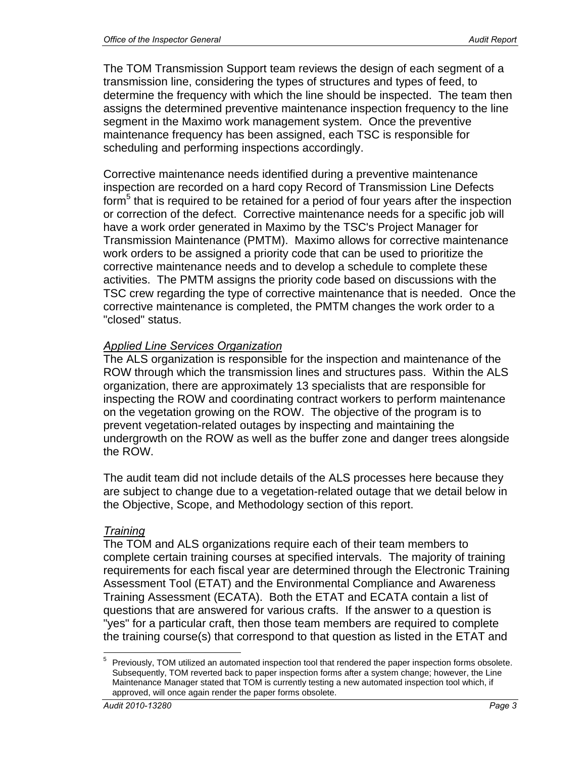The TOM Transmission Support team reviews the design of each segment of a transmission line, considering the types of structures and types of feed, to determine the frequency with which the line should be inspected. The team then assigns the determined preventive maintenance inspection frequency to the line segment in the Maximo work management system. Once the preventive maintenance frequency has been assigned, each TSC is responsible for scheduling and performing inspections accordingly.

Corrective maintenance needs identified during a preventive maintenance inspection are recorded on a hard copy Record of Transmission Line Defects form[5] that is required to be retained for a period of four years after the inspection or correction of the defect. Corrective maintenance needs for a specific job will have a work order generated in Maximo by the TSC's Project Manager for Transmission Maintenance (PMTM). Maximo allows for corrective maintenance work orders to be assigned a priority code that can be used to prioritize the corrective maintenance needs and to develop a schedule to complete these activities. The PMTM assigns the priority code based on discussions with the TSC crew regarding the type of corrective maintenance that is needed. Once the corrective maintenance is completed, the PMTM changes the work order to a "closed" status.

*Applied Line Services Organization*

The ALS organization is responsible for the inspection and maintenance of the ROW through which the transmission lines and structures pass. Within the ALS organization, there are approximately 13 specialists that are responsible for inspecting the ROW and coordinating contract workers to perform maintenance on the vegetation growing on the ROW. The objective of the program is to prevent vegetation-related outages by inspecting and maintaining the undergrowth on the ROW as well as the buffer zone and danger trees alongside the ROW.

The audit team did not include details of the ALS processes here because they are subject to change due to a vegetation-related outage that we detail below in the Objective, Scope, and Methodology section of this report.

*Training*

The TOM and ALS organizations require each of their team members to complete certain training courses at specified intervals. The majority of training requirements for each fiscal year are determined through the Electronic Training Assessment Tool (ETAT) and the Environmental Compliance and Awareness Training Assessment (ECATA). Both the ETAT and ECATA contain a list of questions that are answered for various crafts. If the answer to a question is "yes" for a particular craft, then those team members are required to complete the training course(s) that correspond to that question as listed in the ETAT and

---

[5] Previously, TOM utilized an automated inspection tool that rendered the paper inspection forms obsolete. Subsequently, TOM reverted back to paper inspection forms after a system change; however, the Line Maintenance Manager stated that TOM is currently testing a new automated inspection tool which, if approved, will once again render the paper forms obsolete.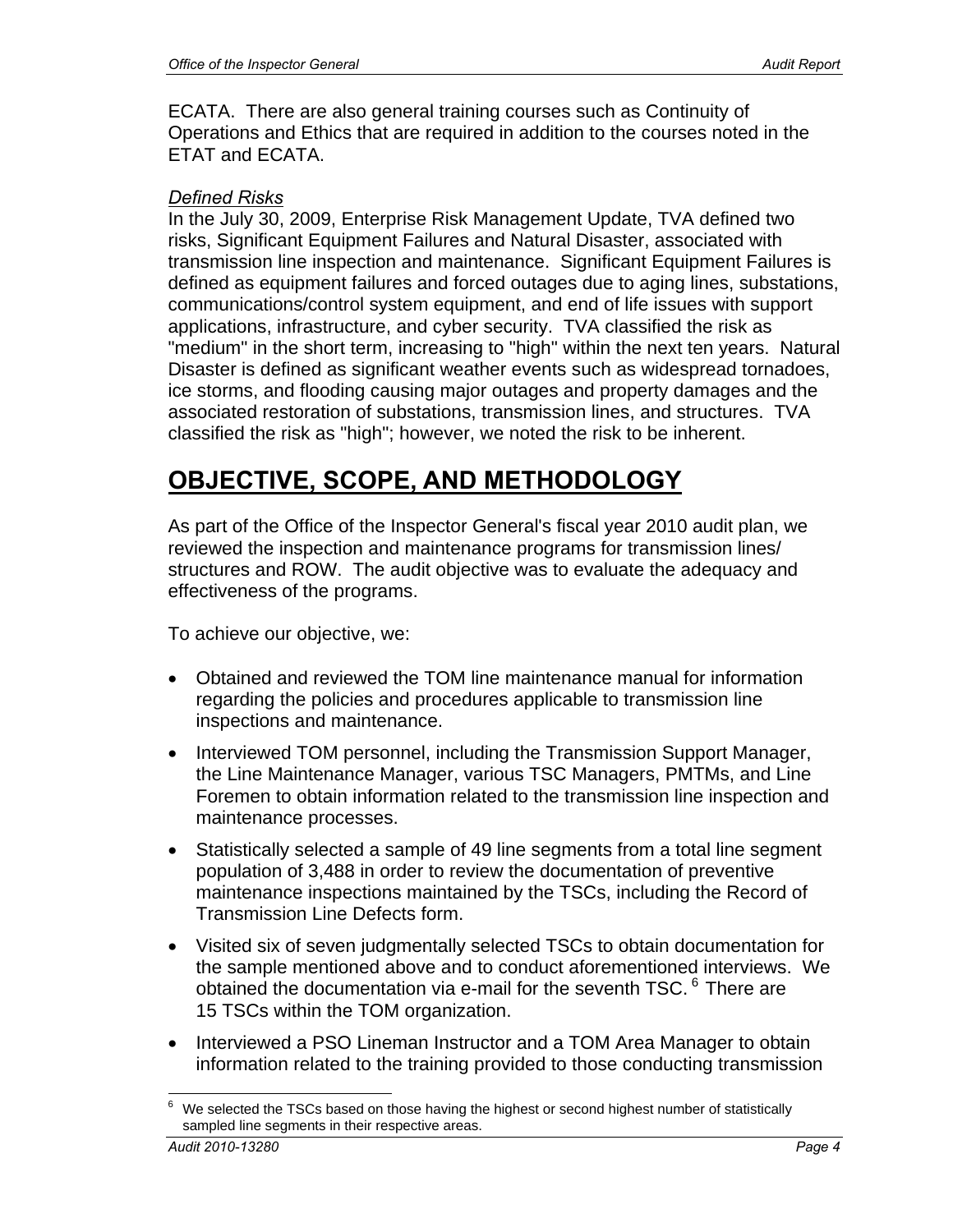ECATA. There are also general training courses such as Continuity of Operations and Ethics that are required in addition to the courses noted in the ETAT and ECATA.

*Defined Risks*
In the July 30, 2009, Enterprise Risk Management Update, TVA defined two risks, Significant Equipment Failures and Natural Disaster, associated with transmission line inspection and maintenance. Significant Equipment Failures is defined as equipment failures and forced outages due to aging lines, substations, communications/control system equipment, and end of life issues with support applications, infrastructure, and cyber security. TVA classified the risk as "medium" in the short term, increasing to "high" within the next ten years. Natural Disaster is defined as significant weather events such as widespread tornadoes, ice storms, and flooding causing major outages and property damages and the associated restoration of substations, transmission lines, and structures. TVA classified the risk as "high"; however, we noted the risk to be inherent.

# OBJECTIVE, SCOPE, AND METHODOLOGY

As part of the Office of the Inspector General's fiscal year 2010 audit plan, we reviewed the inspection and maintenance programs for transmission lines/ structures and ROW. The audit objective was to evaluate the adequacy and effectiveness of the programs.

To achieve our objective, we:

- Obtained and reviewed the TOM line maintenance manual for information regarding the policies and procedures applicable to transmission line inspections and maintenance.
- Interviewed TOM personnel, including the Transmission Support Manager, the Line Maintenance Manager, various TSC Managers, PMTMs, and Line Foremen to obtain information related to the transmission line inspection and maintenance processes.
- Statistically selected a sample of 49 line segments from a total line segment population of 3,488 in order to review the documentation of preventive maintenance inspections maintained by the TSCs, including the Record of Transmission Line Defects form.
- Visited six of seven judgmentally selected TSCs to obtain documentation for the sample mentioned above and to conduct aforementioned interviews. We obtained the documentation via e-mail for the seventh TSC.[6] There are 15 TSCs within the TOM organization.
- Interviewed a PSO Lineman Instructor and a TOM Area Manager to obtain information related to the training provided to those conducting transmission

[6] We selected the TSCs based on those having the highest or second highest number of statistically sampled line segments in their respective areas.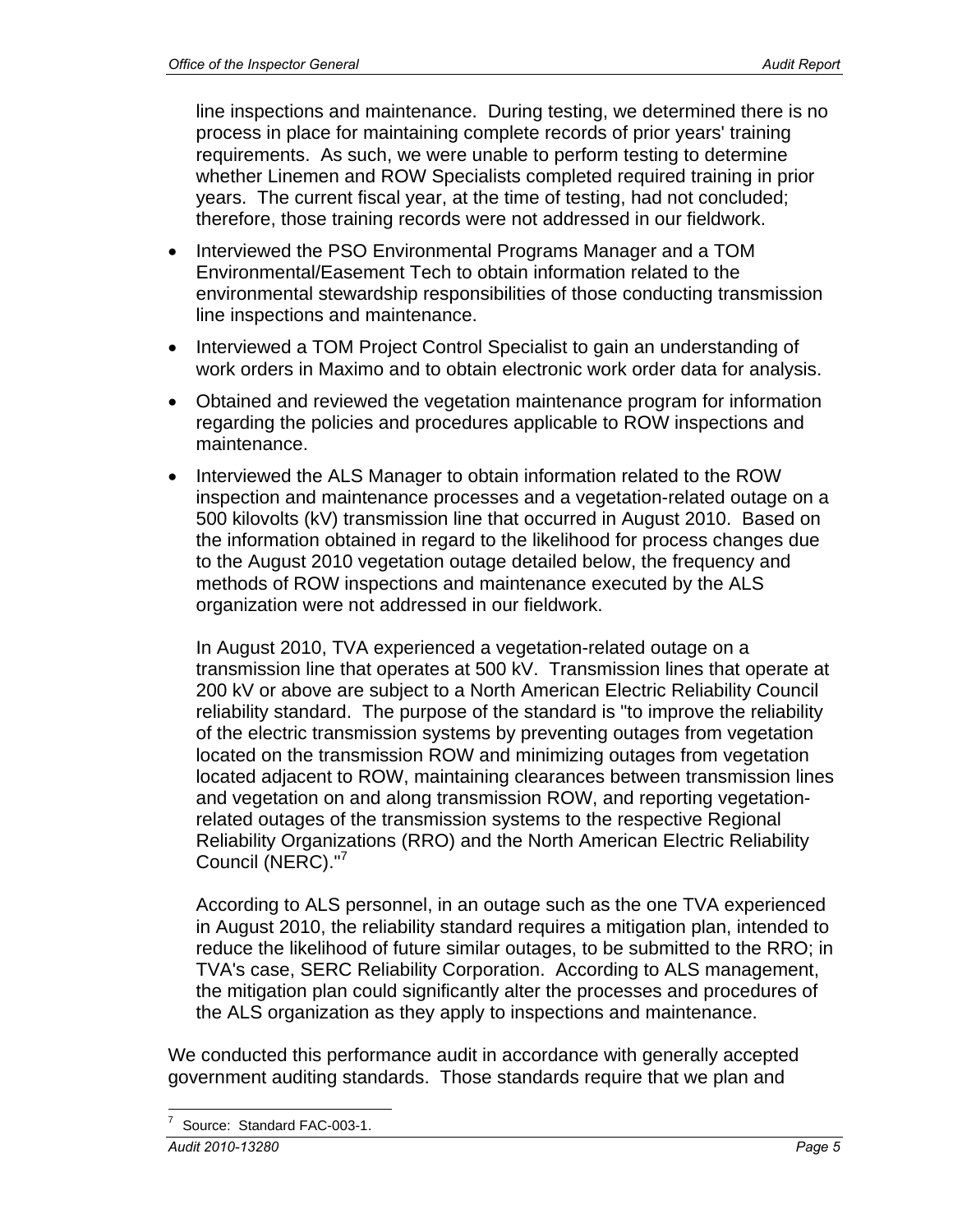line inspections and maintenance. During testing, we determined there is no process in place for maintaining complete records of prior years' training requirements. As such, we were unable to perform testing to determine whether Linemen and ROW Specialists completed required training in prior years. The current fiscal year, at the time of testing, had not concluded; therefore, those training records were not addressed in our fieldwork.

- Interviewed the PSO Environmental Programs Manager and a TOM Environmental/Easement Tech to obtain information related to the environmental stewardship responsibilities of those conducting transmission line inspections and maintenance.
- Interviewed a TOM Project Control Specialist to gain an understanding of work orders in Maximo and to obtain electronic work order data for analysis.
- Obtained and reviewed the vegetation maintenance program for information regarding the policies and procedures applicable to ROW inspections and maintenance.
- Interviewed the ALS Manager to obtain information related to the ROW inspection and maintenance processes and a vegetation-related outage on a 500 kilovolts (kV) transmission line that occurred in August 2010. Based on the information obtained in regard to the likelihood for process changes due to the August 2010 vegetation outage detailed below, the frequency and methods of ROW inspections and maintenance executed by the ALS organization were not addressed in our fieldwork.

  In August 2010, TVA experienced a vegetation-related outage on a transmission line that operates at 500 kV. Transmission lines that operate at 200 kV or above are subject to a North American Electric Reliability Council reliability standard. The purpose of the standard is "to improve the reliability of the electric transmission systems by preventing outages from vegetation located on the transmission ROW and minimizing outages from vegetation located adjacent to ROW, maintaining clearances between transmission lines and vegetation on and along transmission ROW, and reporting vegetation-related outages of the transmission systems to the respective Regional Reliability Organizations (RRO) and the North American Electric Reliability Council (NERC)."[7]

  According to ALS personnel, in an outage such as the one TVA experienced in August 2010, the reliability standard requires a mitigation plan, intended to reduce the likelihood of future similar outages, to be submitted to the RRO; in TVA's case, SERC Reliability Corporation. According to ALS management, the mitigation plan could significantly alter the processes and procedures of the ALS organization as they apply to inspections and maintenance.

We conducted this performance audit in accordance with generally accepted government auditing standards. Those standards require that we plan and

[7] Source: Standard FAC-003-1.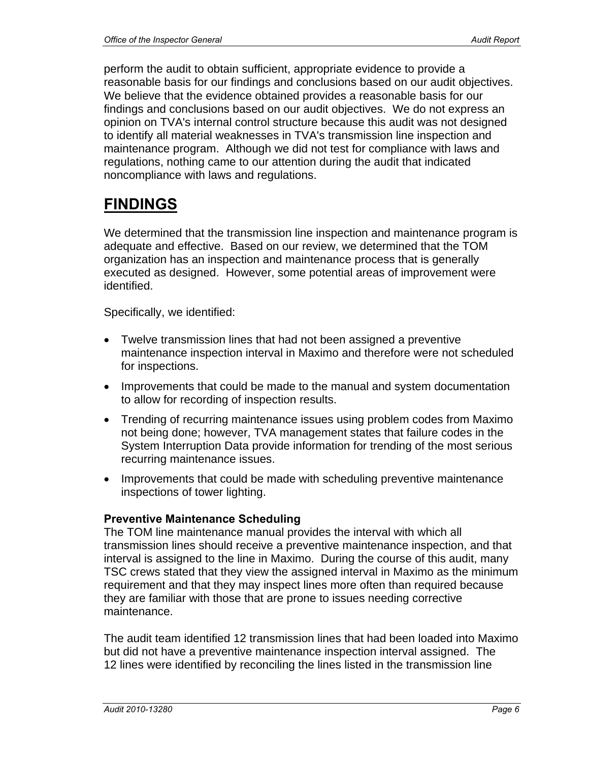perform the audit to obtain sufficient, appropriate evidence to provide a reasonable basis for our findings and conclusions based on our audit objectives. We believe that the evidence obtained provides a reasonable basis for our findings and conclusions based on our audit objectives. We do not express an opinion on TVA's internal control structure because this audit was not designed to identify all material weaknesses in TVA's transmission line inspection and maintenance program. Although we did not test for compliance with laws and regulations, nothing came to our attention during the audit that indicated noncompliance with laws and regulations.

# FINDINGS

We determined that the transmission line inspection and maintenance program is adequate and effective. Based on our review, we determined that the TOM organization has an inspection and maintenance process that is generally executed as designed. However, some potential areas of improvement were identified.

Specifically, we identified:

- Twelve transmission lines that had not been assigned a preventive maintenance inspection interval in Maximo and therefore were not scheduled for inspections.
- Improvements that could be made to the manual and system documentation to allow for recording of inspection results.
- Trending of recurring maintenance issues using problem codes from Maximo not being done; however, TVA management states that failure codes in the System Interruption Data provide information for trending of the most serious recurring maintenance issues.
- Improvements that could be made with scheduling preventive maintenance inspections of tower lighting.

**Preventive Maintenance Scheduling**

The TOM line maintenance manual provides the interval with which all transmission lines should receive a preventive maintenance inspection, and that interval is assigned to the line in Maximo. During the course of this audit, many TSC crews stated that they view the assigned interval in Maximo as the minimum requirement and that they may inspect lines more often than required because they are familiar with those that are prone to issues needing corrective maintenance.

The audit team identified 12 transmission lines that had been loaded into Maximo but did not have a preventive maintenance inspection interval assigned. The 12 lines were identified by reconciling the lines listed in the transmission line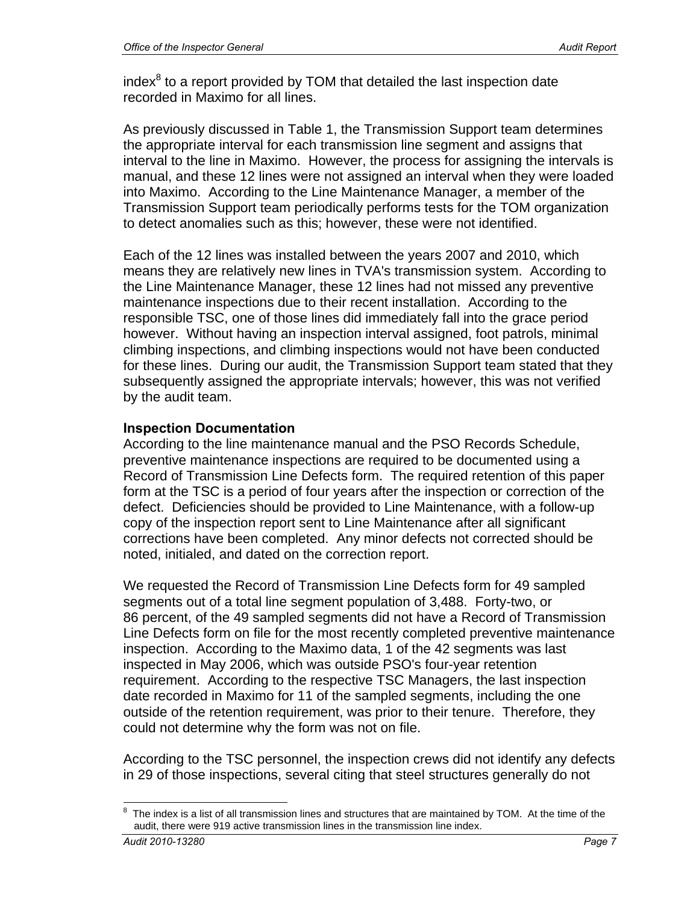index[8] to a report provided by TOM that detailed the last inspection date recorded in Maximo for all lines.

As previously discussed in Table 1, the Transmission Support team determines the appropriate interval for each transmission line segment and assigns that interval to the line in Maximo. However, the process for assigning the intervals is manual, and these 12 lines were not assigned an interval when they were loaded into Maximo. According to the Line Maintenance Manager, a member of the Transmission Support team periodically performs tests for the TOM organization to detect anomalies such as this; however, these were not identified.

Each of the 12 lines was installed between the years 2007 and 2010, which means they are relatively new lines in TVA's transmission system. According to the Line Maintenance Manager, these 12 lines had not missed any preventive maintenance inspections due to their recent installation. According to the responsible TSC, one of those lines did immediately fall into the grace period however. Without having an inspection interval assigned, foot patrols, minimal climbing inspections, and climbing inspections would not have been conducted for these lines. During our audit, the Transmission Support team stated that they subsequently assigned the appropriate intervals; however, this was not verified by the audit team.

**Inspection Documentation**

According to the line maintenance manual and the PSO Records Schedule, preventive maintenance inspections are required to be documented using a Record of Transmission Line Defects form. The required retention of this paper form at the TSC is a period of four years after the inspection or correction of the defect. Deficiencies should be provided to Line Maintenance, with a follow-up copy of the inspection report sent to Line Maintenance after all significant corrections have been completed. Any minor defects not corrected should be noted, initialed, and dated on the correction report.

We requested the Record of Transmission Line Defects form for 49 sampled segments out of a total line segment population of 3,488. Forty-two, or 86 percent, of the 49 sampled segments did not have a Record of Transmission Line Defects form on file for the most recently completed preventive maintenance inspection. According to the Maximo data, 1 of the 42 segments was last inspected in May 2006, which was outside PSO's four-year retention requirement. According to the respective TSC Managers, the last inspection date recorded in Maximo for 11 of the sampled segments, including the one outside of the retention requirement, was prior to their tenure. Therefore, they could not determine why the form was not on file.

According to the TSC personnel, the inspection crews did not identify any defects in 29 of those inspections, several citing that steel structures generally do not

[8] The index is a list of all transmission lines and structures that are maintained by TOM. At the time of the audit, there were 919 active transmission lines in the transmission line index.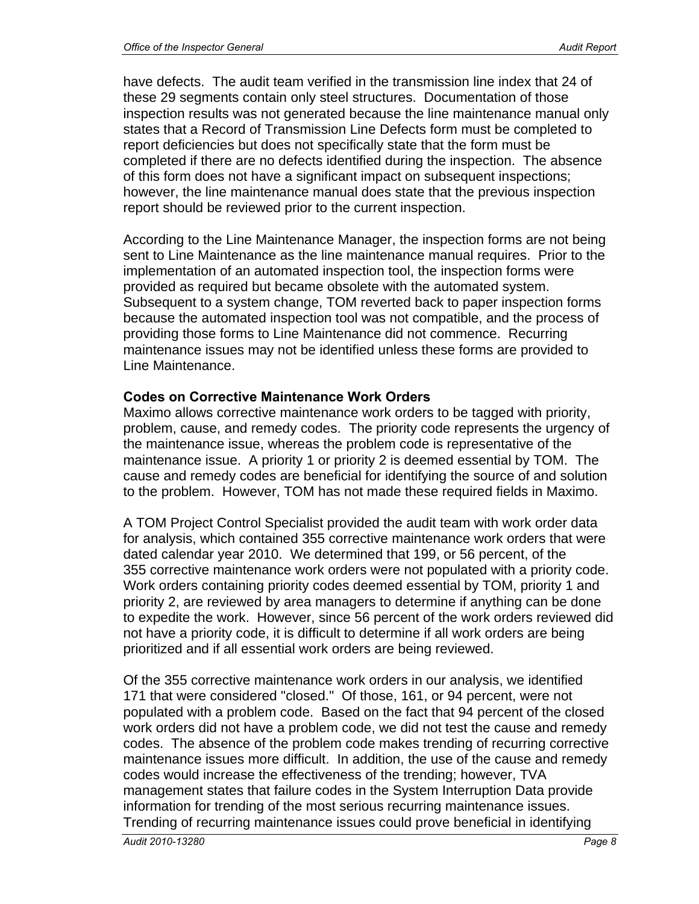have defects. The audit team verified in the transmission line index that 24 of these 29 segments contain only steel structures. Documentation of those inspection results was not generated because the line maintenance manual only states that a Record of Transmission Line Defects form must be completed to report deficiencies but does not specifically state that the form must be completed if there are no defects identified during the inspection. The absence of this form does not have a significant impact on subsequent inspections; however, the line maintenance manual does state that the previous inspection report should be reviewed prior to the current inspection.

According to the Line Maintenance Manager, the inspection forms are not being sent to Line Maintenance as the line maintenance manual requires. Prior to the implementation of an automated inspection tool, the inspection forms were provided as required but became obsolete with the automated system. Subsequent to a system change, TOM reverted back to paper inspection forms because the automated inspection tool was not compatible, and the process of providing those forms to Line Maintenance did not commence. Recurring maintenance issues may not be identified unless these forms are provided to Line Maintenance.

**Codes on Corrective Maintenance Work Orders**

Maximo allows corrective maintenance work orders to be tagged with priority, problem, cause, and remedy codes. The priority code represents the urgency of the maintenance issue, whereas the problem code is representative of the maintenance issue. A priority 1 or priority 2 is deemed essential by TOM. The cause and remedy codes are beneficial for identifying the source of and solution to the problem. However, TOM has not made these required fields in Maximo.

A TOM Project Control Specialist provided the audit team with work order data for analysis, which contained 355 corrective maintenance work orders that were dated calendar year 2010. We determined that 199, or 56 percent, of the 355 corrective maintenance work orders were not populated with a priority code. Work orders containing priority codes deemed essential by TOM, priority 1 and priority 2, are reviewed by area managers to determine if anything can be done to expedite the work. However, since 56 percent of the work orders reviewed did not have a priority code, it is difficult to determine if all work orders are being prioritized and if all essential work orders are being reviewed.

Of the 355 corrective maintenance work orders in our analysis, we identified 171 that were considered "closed." Of those, 161, or 94 percent, were not populated with a problem code. Based on the fact that 94 percent of the closed work orders did not have a problem code, we did not test the cause and remedy codes. The absence of the problem code makes trending of recurring corrective maintenance issues more difficult. In addition, the use of the cause and remedy codes would increase the effectiveness of the trending; however, TVA management states that failure codes in the System Interruption Data provide information for trending of the most serious recurring maintenance issues. Trending of recurring maintenance issues could prove beneficial in identifying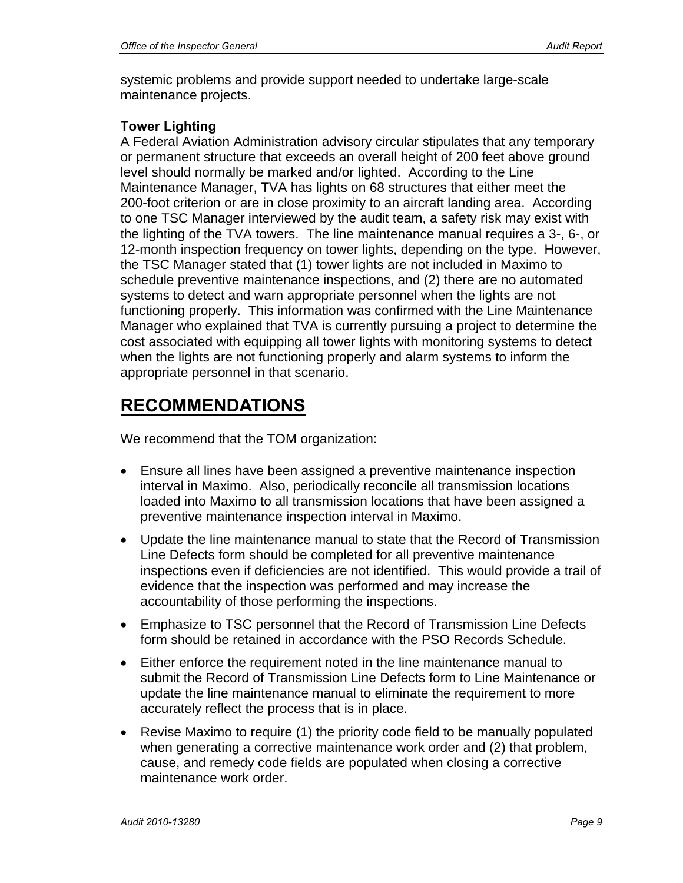systemic problems and provide support needed to undertake large-scale maintenance projects.

### Tower Lighting

A Federal Aviation Administration advisory circular stipulates that any temporary or permanent structure that exceeds an overall height of 200 feet above ground level should normally be marked and/or lighted. According to the Line Maintenance Manager, TVA has lights on 68 structures that either meet the 200-foot criterion or are in close proximity to an aircraft landing area. According to one TSC Manager interviewed by the audit team, a safety risk may exist with the lighting of the TVA towers. The line maintenance manual requires a 3-, 6-, or 12-month inspection frequency on tower lights, depending on the type. However, the TSC Manager stated that (1) tower lights are not included in Maximo to schedule preventive maintenance inspections, and (2) there are no automated systems to detect and warn appropriate personnel when the lights are not functioning properly. This information was confirmed with the Line Maintenance Manager who explained that TVA is currently pursuing a project to determine the cost associated with equipping all tower lights with monitoring systems to detect when the lights are not functioning properly and alarm systems to inform the appropriate personnel in that scenario.

## RECOMMENDATIONS

We recommend that the TOM organization:

- Ensure all lines have been assigned a preventive maintenance inspection interval in Maximo. Also, periodically reconcile all transmission locations loaded into Maximo to all transmission locations that have been assigned a preventive maintenance inspection interval in Maximo.
- Update the line maintenance manual to state that the Record of Transmission Line Defects form should be completed for all preventive maintenance inspections even if deficiencies are not identified. This would provide a trail of evidence that the inspection was performed and may increase the accountability of those performing the inspections.
- Emphasize to TSC personnel that the Record of Transmission Line Defects form should be retained in accordance with the PSO Records Schedule.
- Either enforce the requirement noted in the line maintenance manual to submit the Record of Transmission Line Defects form to Line Maintenance or update the line maintenance manual to eliminate the requirement to more accurately reflect the process that is in place.
- Revise Maximo to require (1) the priority code field to be manually populated when generating a corrective maintenance work order and (2) that problem, cause, and remedy code fields are populated when closing a corrective maintenance work order.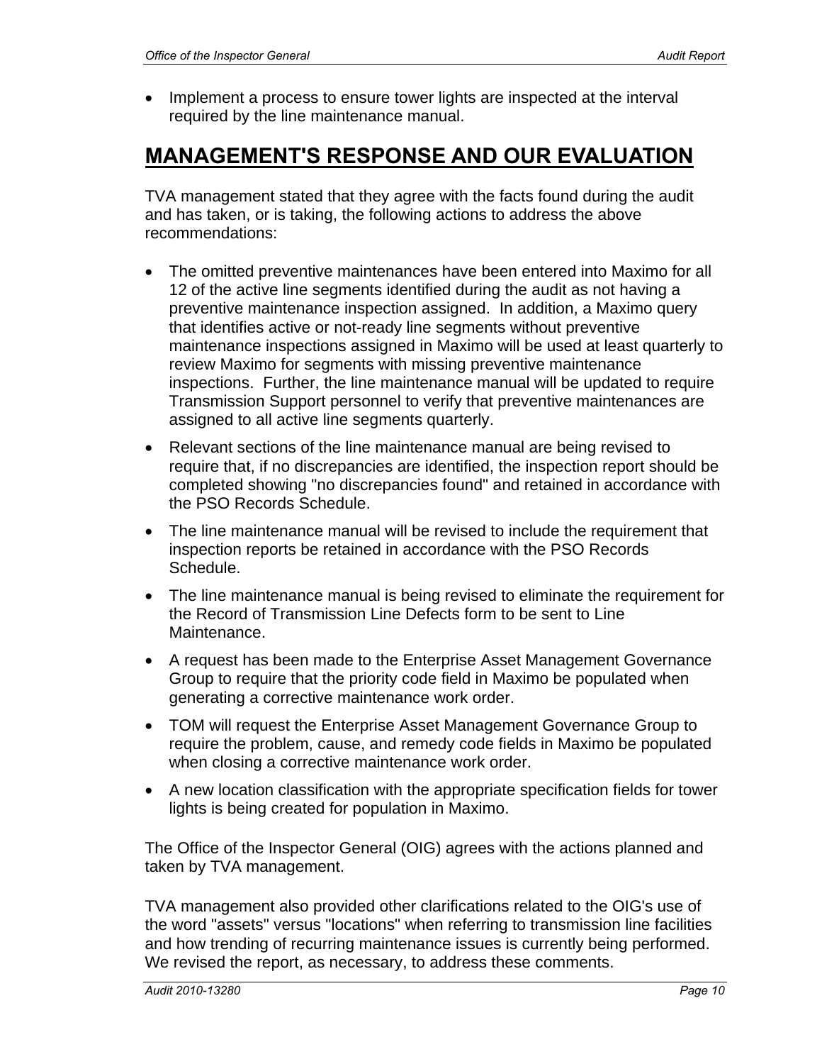- Implement a process to ensure tower lights are inspected at the interval required by the line maintenance manual.

## MANAGEMENT'S RESPONSE AND OUR EVALUATION

TVA management stated that they agree with the facts found during the audit and has taken, or is taking, the following actions to address the above recommendations:

- The omitted preventive maintenances have been entered into Maximo for all 12 of the active line segments identified during the audit as not having a preventive maintenance inspection assigned. In addition, a Maximo query that identifies active or not-ready line segments without preventive maintenance inspections assigned in Maximo will be used at least quarterly to review Maximo for segments with missing preventive maintenance inspections. Further, the line maintenance manual will be updated to require Transmission Support personnel to verify that preventive maintenances are assigned to all active line segments quarterly.
- Relevant sections of the line maintenance manual are being revised to require that, if no discrepancies are identified, the inspection report should be completed showing "no discrepancies found" and retained in accordance with the PSO Records Schedule.
- The line maintenance manual will be revised to include the requirement that inspection reports be retained in accordance with the PSO Records Schedule.
- The line maintenance manual is being revised to eliminate the requirement for the Record of Transmission Line Defects form to be sent to Line Maintenance.
- A request has been made to the Enterprise Asset Management Governance Group to require that the priority code field in Maximo be populated when generating a corrective maintenance work order.
- TOM will request the Enterprise Asset Management Governance Group to require the problem, cause, and remedy code fields in Maximo be populated when closing a corrective maintenance work order.
- A new location classification with the appropriate specification fields for tower lights is being created for population in Maximo.

The Office of the Inspector General (OIG) agrees with the actions planned and taken by TVA management.

TVA management also provided other clarifications related to the OIG's use of the word "assets" versus "locations" when referring to transmission line facilities and how trending of recurring maintenance issues is currently being performed. We revised the report, as necessary, to address these comments.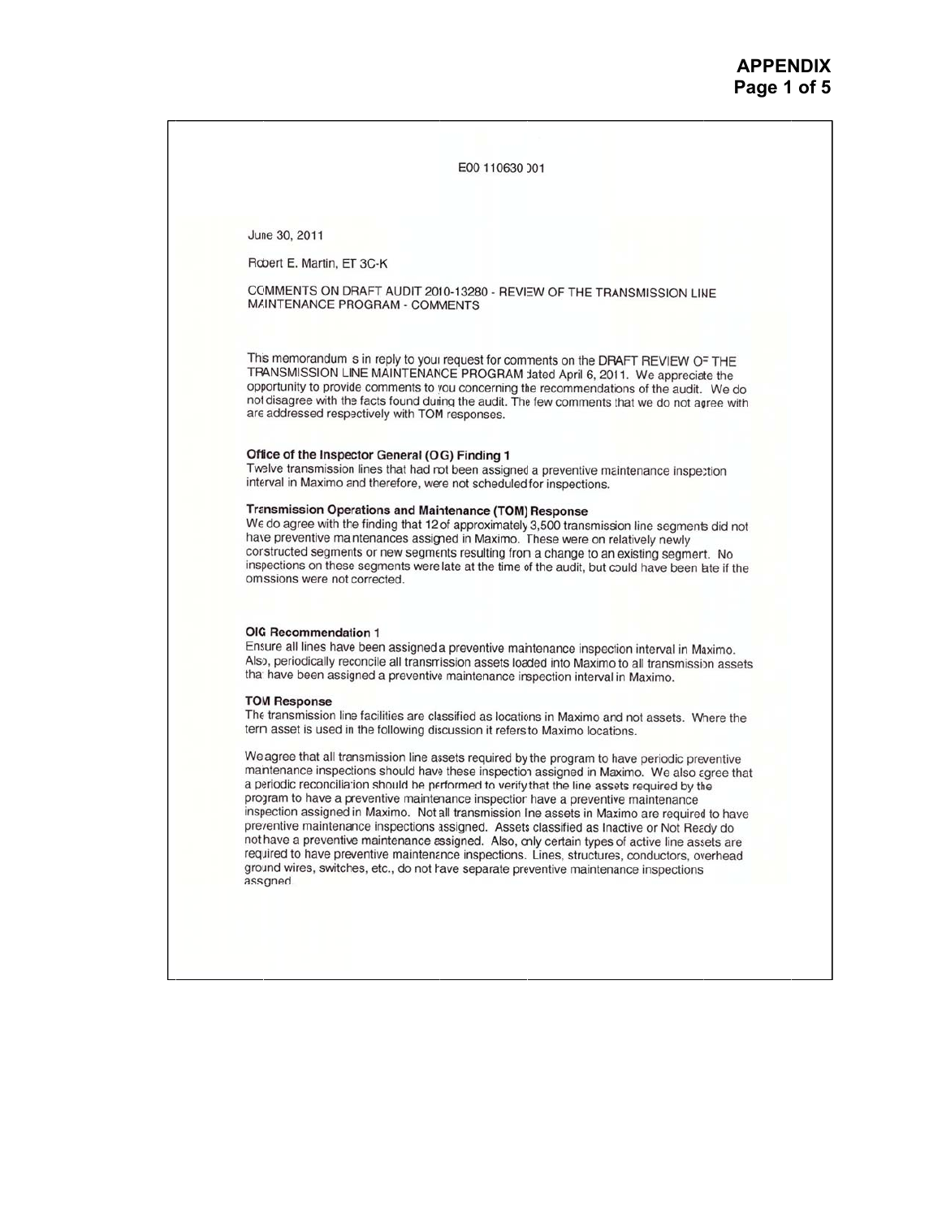# APPENDIX

E00 110630 )01

June 30, 2011

Robert E. Martin, ET 3C-K

COMMENTS ON DRAFT AUDIT 2010-13280 - REVIEW OF THE TRANSMISSION LINE MAINTENANCE PROGRAM - COMMENTS

This memorandum is in reply to your request for comments on the DRAFT REVIEW OF THE TRANSMISSION LINE MAINTENANCE PROGRAM dated April 6, 2011. We appreciate the opportunity to provide comments to you concerning the recommendations of the audit. We do not disagree with the facts found during the audit. The few comments that we do not agree with are addressed respectively with TOM responses.

**Office of the Inspector General (OIG) Finding 1**
Twelve transmission lines that had not been assigned a preventive maintenance inspection interval in Maximo and therefore, were not scheduled for inspections.

**Transmission Operations and Maintenance (TOM) Response**
We do agree with the finding that 12 of approximately 3,500 transmission line segments did not have preventive maintenances assigned in Maximo. These were on relatively newly constructed segments or new segments resulting from a change to an existing segment. No inspections on these segments were late at the time of the audit, but could have been late if the omissions were not corrected.

**OIG Recommendation 1**
Ensure all lines have been assigned a preventive maintenance inspection interval in Maximo. Also, periodically reconcile all transmission assets loaded into Maximo to all transmission assets that have been assigned a preventive maintenance inspection interval in Maximo.

**TOM Response**
The transmission line facilities are classified as locations in Maximo and not assets. Where the term asset is used in the following discussion it refers to Maximo locations.

We agree that all transmission line assets required by the program to have periodic preventive maintenance inspections should have these inspection assigned in Maximo. We also agree that a periodic reconciliation should be performed to verify that the line assets required by the program to have a preventive maintenance inspection have a preventive maintenance inspection assigned in Maximo. Not all transmission line assets in Maximo are required to have preventive maintenance inspections assigned. Assets classified as Inactive or Not Ready do not have a preventive maintenance assigned. Also, only certain types of active line assets are required to have preventive maintenance inspections. Lines, structures, conductors, overhead ground wires, switches, etc., do not have separate preventive maintenance inspections assigned.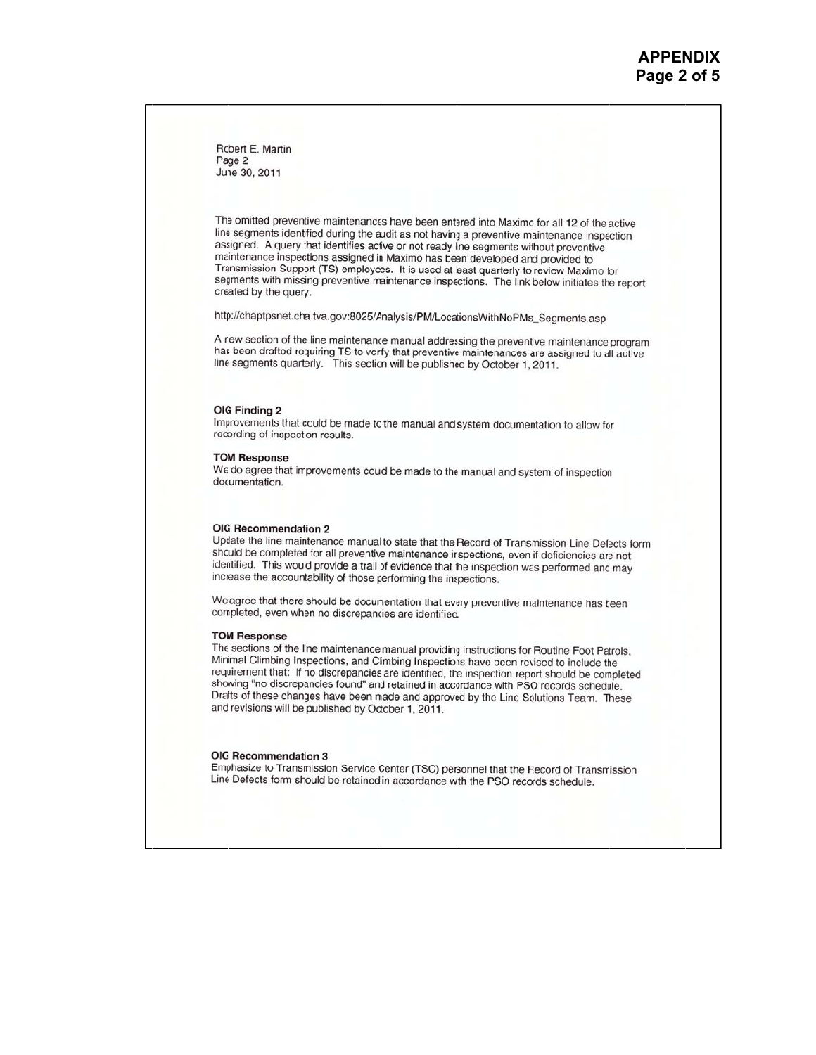Robert E. Martin
Page 2
June 30, 2011

The omitted preventive maintenances have been entered into Maximo for all 12 of the active line segments identified during the audit as not having a preventive maintenance inspection assigned. A query that identifies active or not ready line segments without preventive maintenance inspections assigned in Maximo has been developed and provided to Transmission Support (TS) employees. It is used at least quarterly to review Maximo for segments with missing preventive maintenance inspections. The link below initiates the report created by the query.

http://chaptpsnet.cha.tva.gov:8025/Analysis/PM/LocationsWithNoPMs_Segments.asp

A new section of the line maintenance manual addressing the preventive maintenance program has been drafted requiring TS to verify that preventive maintenances are assigned to all active line segments quarterly. This section will be published by October 1, 2011.

**OIG Finding 2**
Improvements that could be made to the manual and system documentation to allow for recording of inspection results.

**TOM Response**
We do agree that improvements could be made to the manual and system of inspection documentation.

**OIG Recommendation 2**
Update the line maintenance manual to state that the Record of Transmission Line Defects form should be completed for all preventive maintenance inspections, even if deficiencies are not identified. This would provide a trail of evidence that the inspection was performed and may increase the accountability of those performing the inspections.

We agree that there should be documentation that every preventive maintenance has been completed, even when no discrepancies are identified.

**TOM Response**
The sections of the line maintenance manual providing instructions for Routine Foot Patrols, Minimal Climbing Inspections, and Climbing Inspections have been revised to include the requirement that: If no discrepancies are identified, the inspection report should be completed showing "no discrepancies found" and retained in accordance with PSO records schedule. Drafts of these changes have been made and approved by the Line Solutions Team. These and revisions will be published by October 1, 2011.

**OIG Recommendation 3**
Emphasize to Transmission Service Center (TSC) personnel that the Record of Transmission Line Defects form should be retained in accordance with the PSO records schedule.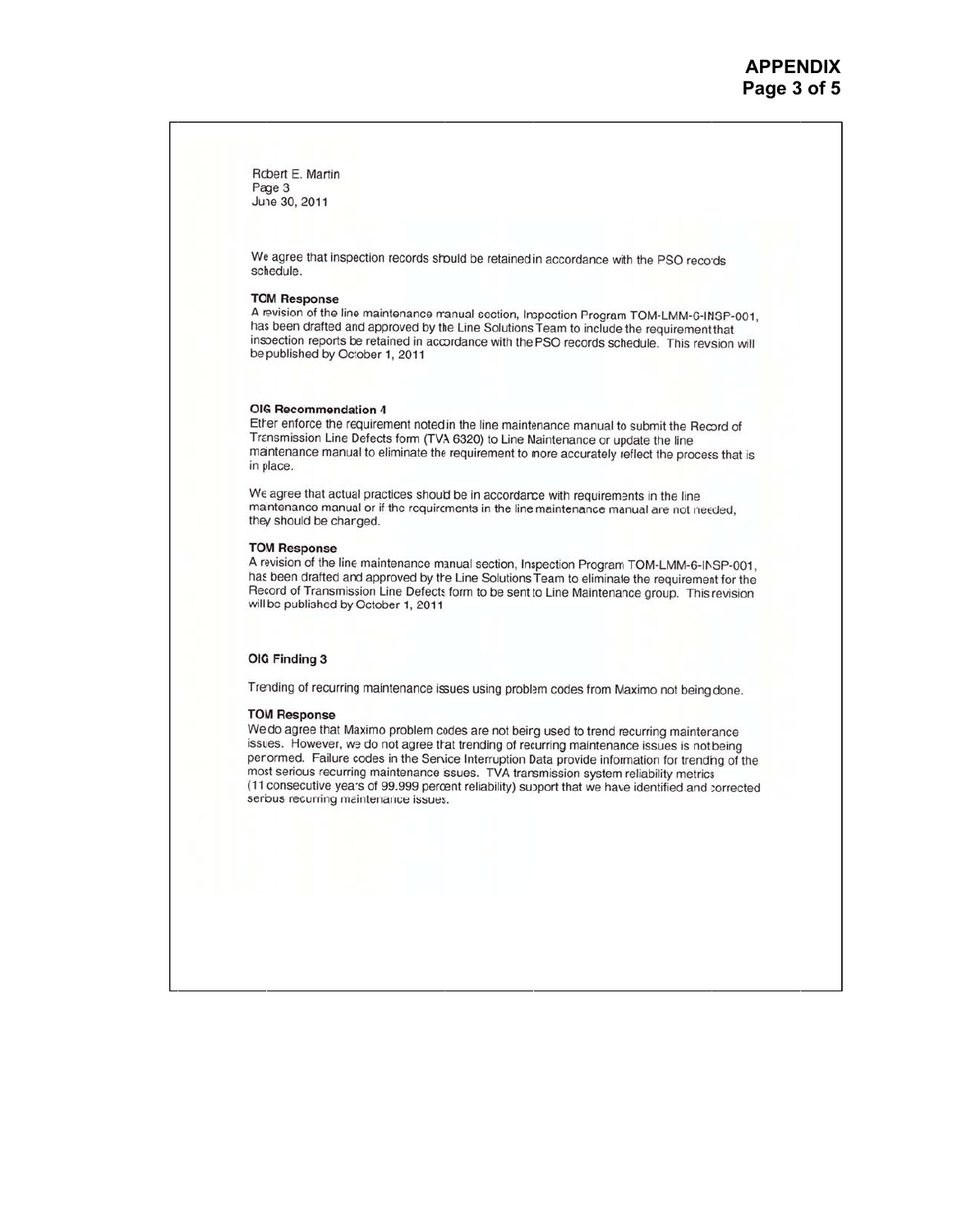Robert E. Martin
Page 3
June 30, 2011

We agree that inspection records should be retained in accordance with the PSO records schedule.

**TOM Response**
A revision of the line maintenance manual section, Inspection Program TOM-LMM-6-INSP-001, has been drafted and approved by the Line Solutions Team to include the requirement that inspection reports be retained in accordance with the PSO records schedule. This revsion will be published by October 1, 2011

**OIG Recommendation 4**
Either enforce the requirement noted in the line maintenance manual to submit the Record of Transmission Line Defects form (TVA 6320) to Line Maintenance or update the line maintenance manual to eliminate the requirement to more accurately reflect the process that is in place.

We agree that actual practices should be in accordance with requirements in the line mantenance manual or if the requirements in the line maintenance manual are not needed, they should be charged.

**TOM Response**
A revision of the line maintenance manual section, Inspection Program TOM-LMM-6-INSP-001, has been drafted and approved by the Line Solutions Team to eliminate the requirement for the Record of Transmission Line Defects form to be sent to Line Maintenance group. This revision will be published by October 1, 2011

**OIG Finding 3**

Trending of recurring maintenance issues using problem codes from Maximo not being done.

**TOM Response**
We do agree that Maximo problem codes are not being used to trend recurring maintenance issues. However, we do not agree that trending of recurring maintenance issues is not being perormed. Failure codes in the Service Interruption Data provide information for trending of the most serious recurring maintenance issues. TVA transmission system reliability metrics (11 consecutive years of 99.999 percent reliability) support that we have identified and corrected serious recurring maintenance issues.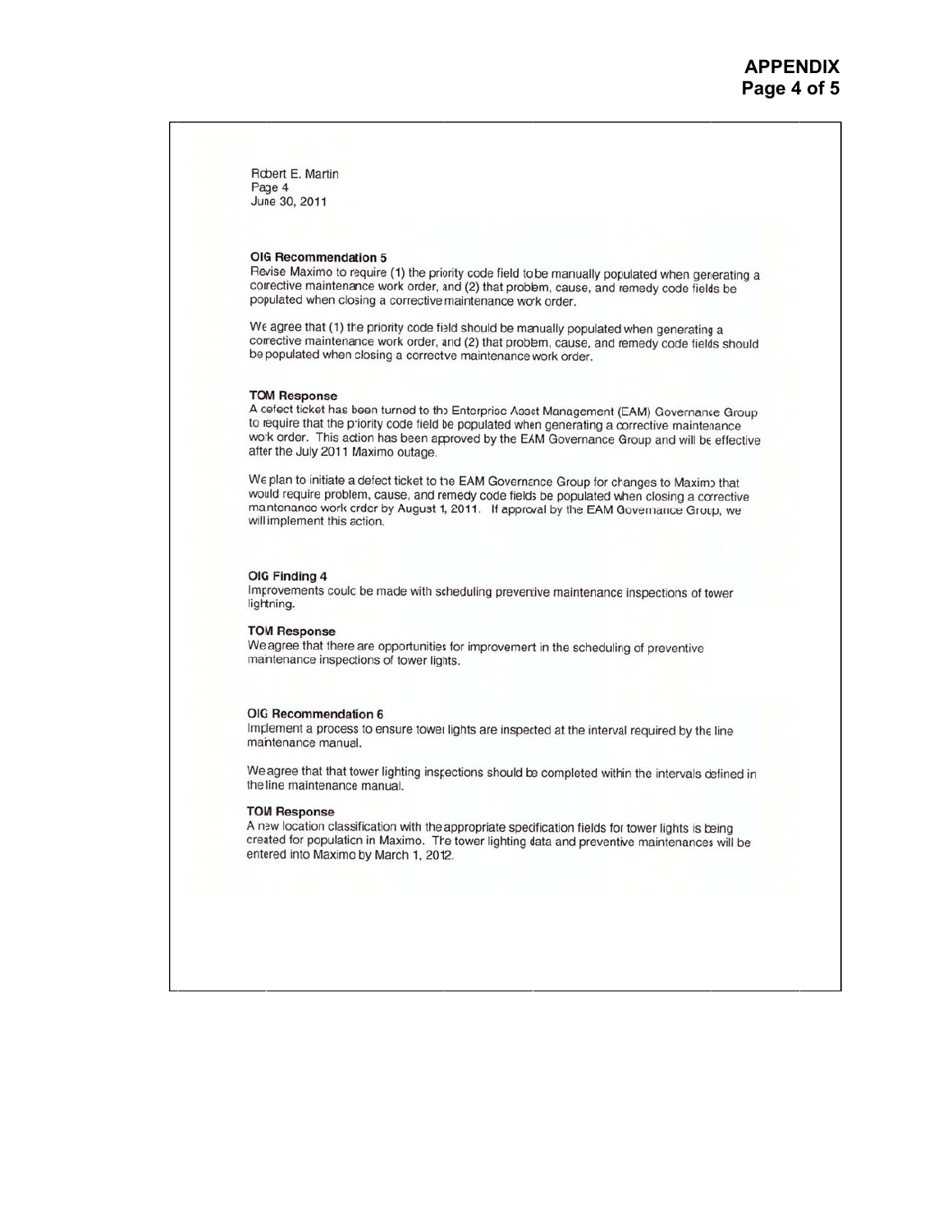Robert E. Martin
Page 4
June 30, 2011

**OIG Recommendation 5**
Revise Maximo to require (1) the priority code field to be manually populated when generating a corrective maintenance work order, and (2) that problem, cause, and remedy code fields be populated when closing a corrective maintenance work order.

We agree that (1) the priority code field should be manually populated when generating a corrective maintenance work order, and (2) that problem, cause, and remedy code fields should be populated when closing a corrective maintenance work order.

**TOM Response**
A defect ticket has been turned to the Enterprise Asset Management (EAM) Governance Group to require that the priority code field be populated when generating a corrective maintenance work order. This action has been approved by the EAM Governance Group and will be effective after the July 2011 Maximo outage.

We plan to initiate a defect ticket to the EAM Governance Group for changes to Maximo that would require problem, cause, and remedy code fields be populated when closing a corrective maintenance work order by August 1, 2011. If approval by the EAM Governance Group, we will implement this action.

**OIG Finding 4**
Improvements could be made with scheduling preventive maintenance inspections of tower lightning.

**TOM Response**
We agree that there are opportunities for improvement in the scheduling of preventive maintenance inspections of tower lights.

**OIG Recommendation 6**
Implement a process to ensure tower lights are inspected at the interval required by the line maintenance manual.

We agree that that tower lighting inspections should be completed within the intervals defined in the line maintenance manual.

**TOM Response**
A new location classification with the appropriate specification fields for tower lights is being created for population in Maximo. The tower lighting data and preventive maintenances will be entered into Maximo by March 1, 2012.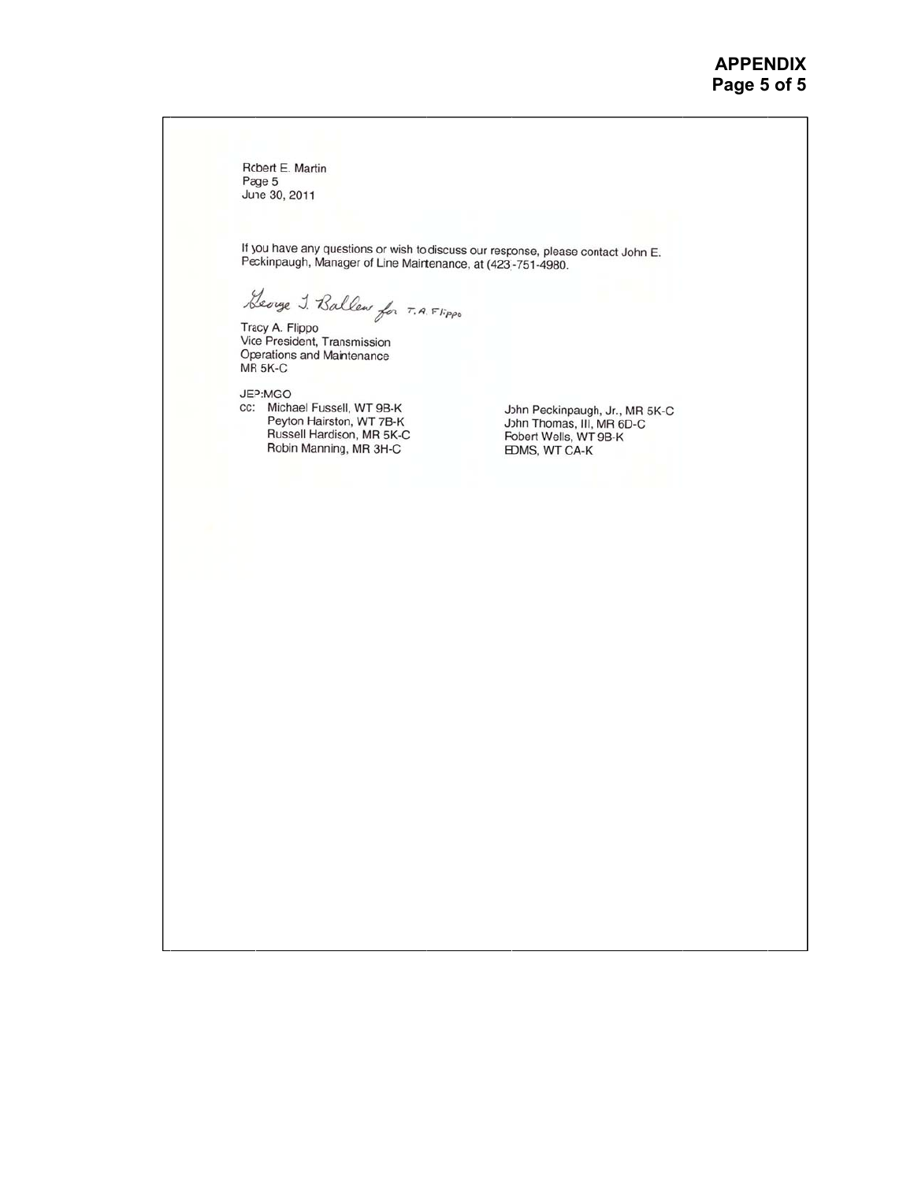Robert E. Martin
Page 5
June 30, 2011

If you have any questions or wish to discuss our response, please contact John E. Peckinpaugh, Manager of Line Maintenance, at (423-751-4980.

George T. Ballew for T.A. Flippo

Tracy A. Flippo
Vice President, Transmission
Operations and Maintenance
MR 5K-C

JEP:MGO
cc: Michael Fussell, WT 9B-K
Peyton Hairston, WT 7B-K
Russell Hardison, MR 5K-C
Robin Manning, MR 3H-C
John Peckinpaugh, Jr., MR 5K-C
John Thomas, III, MR 6D-C
Robert Wells, WT 9B-K
EDMS, WT CA-K